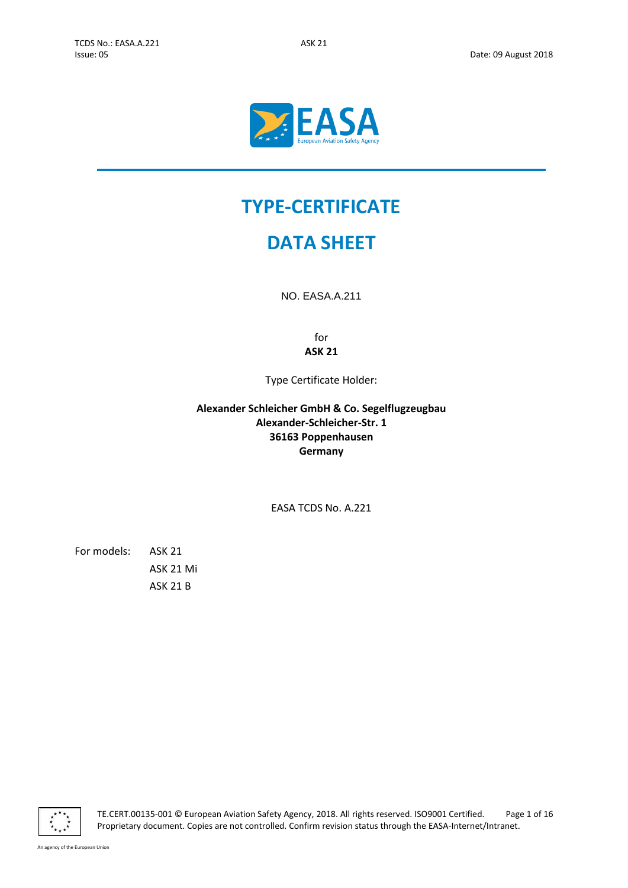# TYPE-CERTIFICATE

# DATA SHEET

NO. EASA.A.211

for

**ASK 21**

Type Certificate Holder:

**Alexander Schleicher GmbH & Co. Segelflugzeugbau**
**Alexander-Schleicher-Str. 1**
**36163 Poppenhausen**
**Germany**

EASA TCDS No. A.221

For models: ASK 21
ASK 21 Mi
ASK 21 B

TE.CERT.00135-001 © European Aviation Safety Agency, 2018. All rights reserved. ISO9001 Certified.
Proprietary document. Copies are not controlled. Confirm revision status through the EASA-Internet/Intranet.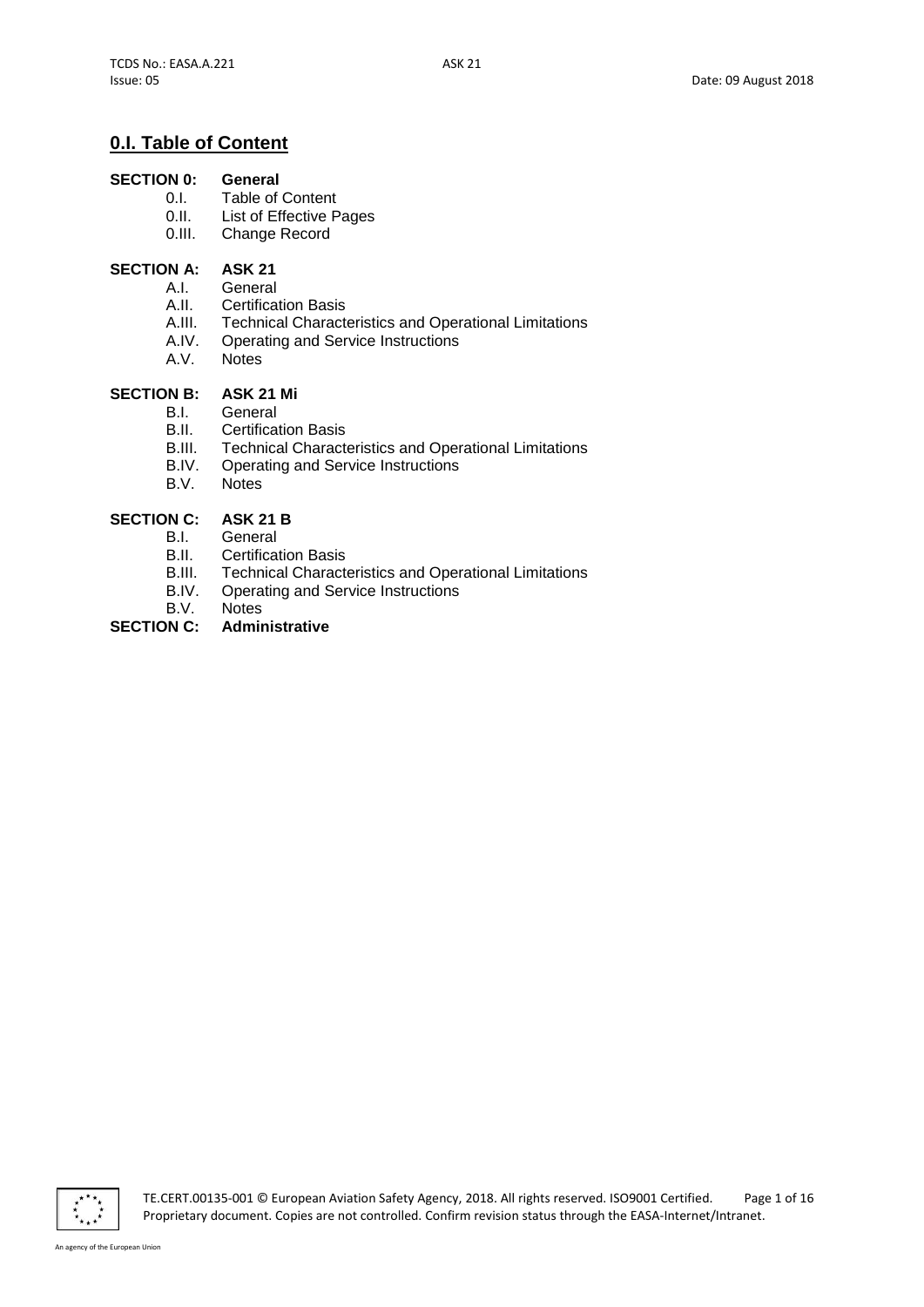## 0.I. Table of Content

**SECTION 0: General**

- 0.I. Table of Content
- 0.II. List of Effective Pages
- 0.III. Change Record

**SECTION A: ASK 21**

- A.I. General
- A.II. Certification Basis
- A.III. Technical Characteristics and Operational Limitations
- A.IV. Operating and Service Instructions
- A.V. Notes

**SECTION B: ASK 21 Mi**

- B.I. General
- B.II. Certification Basis
- B.III. Technical Characteristics and Operational Limitations
- B.IV. Operating and Service Instructions
- B.V. Notes

**SECTION C: ASK 21 B**

- B.I. General
- B.II. Certification Basis
- B.III. Technical Characteristics and Operational Limitations
- B.IV. Operating and Service Instructions
- B.V. Notes

**SECTION C: Administrative**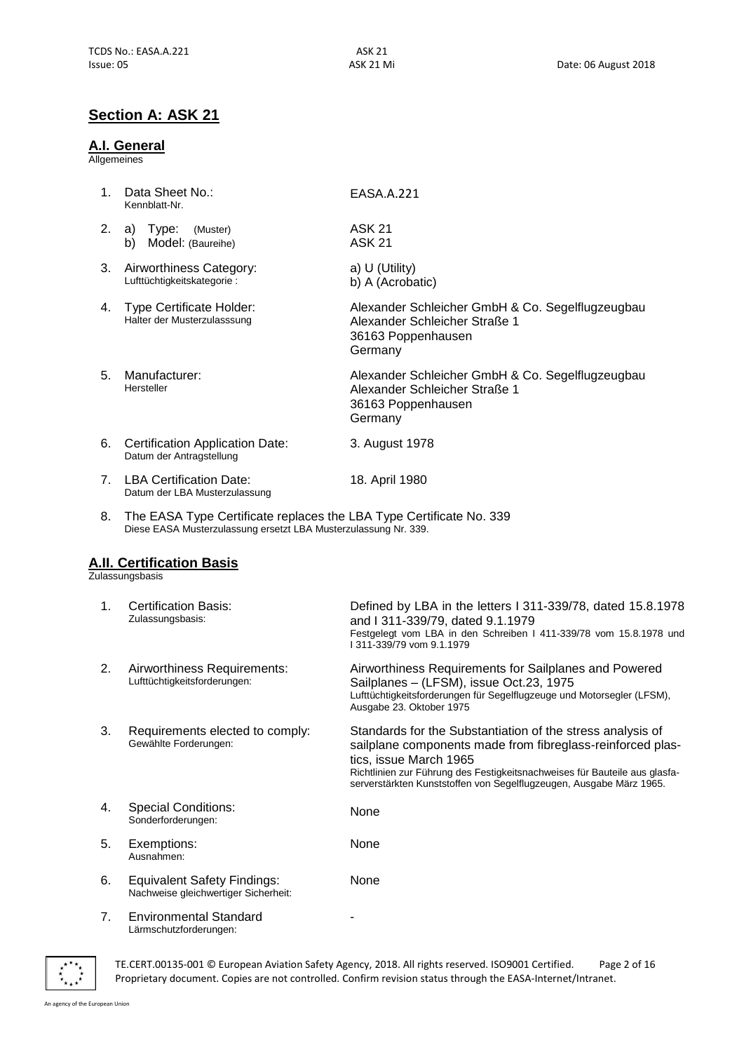## Section A: ASK 21

### A.I. General

Allgemeines

| | | |
|---|---|---|
| 1. | Data Sheet No.:<br>Kennblatt-Nr. | EASA.A.221 |
| 2. | a) Type: (Muster)<br>b) Model: (Baureihe) | ASK 21<br>ASK 21 |
| 3. | Airworthiness Category:<br>Lufttüchtigkeitskategorie : | a) U (Utility)<br>b) A (Acrobatic) |
| 4. | Type Certificate Holder:<br>Halter der Musterzulasssung | Alexander Schleicher GmbH & Co. Segelflugzeugbau<br>Alexander Schleicher Straße 1<br>36163 Poppenhausen<br>Germany |
| 5. | Manufacturer:<br>Hersteller | Alexander Schleicher GmbH & Co. Segelflugzeugbau<br>Alexander Schleicher Straße 1<br>36163 Poppenhausen<br>Germany |
| 6. | Certification Application Date:<br>Datum der Antragstellung | 3. August 1978 |
| 7. | LBA Certification Date:<br>Datum der LBA Musterzulassung | 18. April 1980 |

8. The EASA Type Certificate replaces the LBA Type Certificate No. 339
   Diese EASA Musterzulassung ersetzt LBA Musterzulassung Nr. 339.

### A.II. Certification Basis

Zulassungsbasis

| | | |
|---|---|---|
| 1. | Certification Basis:<br>Zulassungsbasis: | Defined by LBA in the letters I 311-339/78, dated 15.8.1978 and I 311-339/79, dated 9.1.1979<br>Festgelegt vom LBA in den Schreiben I 411-339/78 vom 15.8.1978 und I 311-339/79 vom 9.1.1979 |
| 2. | Airworthiness Requirements:<br>Lufttüchtigkeitsforderungen: | Airworthiness Requirements for Sailplanes and Powered Sailplanes – (LFSM), issue Oct.23, 1975<br>Lufttüchtigkeitsforderungen für Segelflugzeuge und Motorsegler (LFSM), Ausgabe 23. Oktober 1975 |
| 3. | Requirements elected to comply:<br>Gewählte Forderungen: | Standards for the Substantiation of the stress analysis of sailplane components made from fibreglass-reinforced plastics, issue March 1965<br>Richtlinien zur Führung des Festigkeitsnachweises für Bauteile aus glasfaserverstärkten Kunststoffen von Segelflugzeugen, Ausgabe März 1965. |
| 4. | Special Conditions:<br>Sonderforderungen: | None |
| 5. | Exemptions:<br>Ausnahmen: | None |
| 6. | Equivalent Safety Findings:<br>Nachweise gleichwertiger Sicherheit: | None |
| 7. | Environmental Standard<br>Lärmschutzforderungen: | - |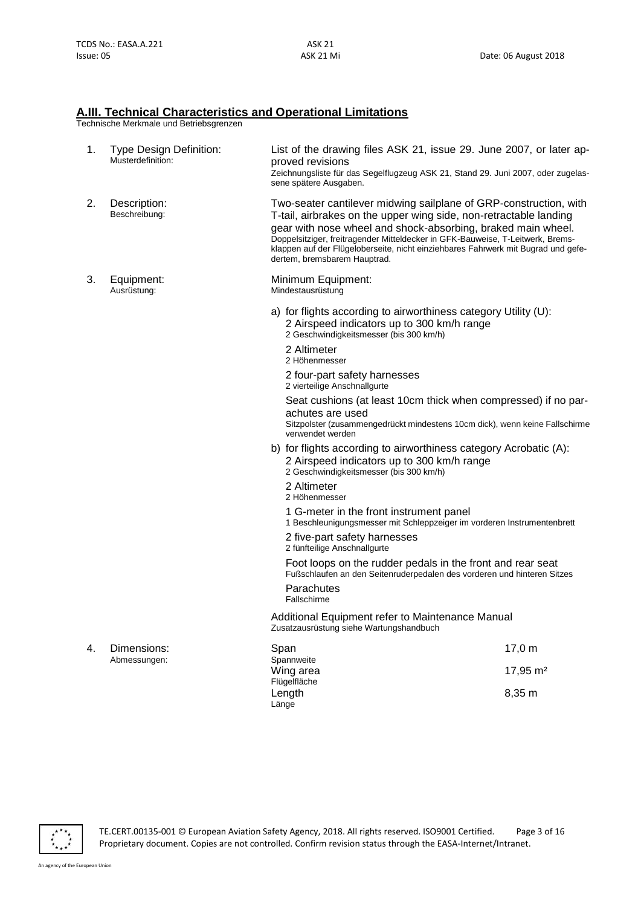## A.III. Technical Characteristics and Operational Limitations

Technische Merkmale und Betriebsgrenzen

1. **Type Design Definition:**
   Musterdefinition:

   List of the drawing files ASK 21, issue 29. June 2007, or later approved revisions
   Zeichnungsliste für das Segelflugzeug ASK 21, Stand 29. Juni 2007, oder zugelassene spätere Ausgaben.

2. **Description:**
   Beschreibung:

   Two-seater cantilever midwing sailplane of GRP-construction, with T-tail, airbrakes on the upper wing side, non-retractable landing gear with nose wheel and shock-absorbing, braked main wheel.
   Doppelsitziger, freitragender Mitteldecker in GFK-Bauweise, T-Leitwerk, Bremsklappen auf der Flügeloberseite, nicht einziehbares Fahrwerk mit Bugrad und gefedertem, bremsbarem Hauptrad.

3. **Equipment:**
   Ausrüstung:

   Minimum Equipment:
   Mindestausrüstung

   a) for flights according to airworthiness category Utility (U):
      - 2 Airspeed indicators up to 300 km/h range
        2 Geschwindigkeitsmesser (bis 300 km/h)
      - 2 Altimeter
        2 Höhenmesser
      - 2 four-part safety harnesses
        2 vierteilige Anschnallgurte
      - Seat cushions (at least 10cm thick when compressed) if no parachutes are used
        Sitzpolster (zusammengedrückt mindestens 10cm dick), wenn keine Fallschirme verwendet werden

   b) for flights according to airworthiness category Acrobatic (A):
      - 2 Airspeed indicators up to 300 km/h range
        2 Geschwindigkeitsmesser (bis 300 km/h)
      - 2 Altimeter
        2 Höhenmesser
      - 1 G-meter in the front instrument panel
        1 Beschleunigungsmesser mit Schleppzeiger im vorderen Instrumentenbrett
      - 2 five-part safety harnesses
        2 fünfteilige Anschnallgurte
      - Foot loops on the rudder pedals in the front and rear seat
        Fußschlaufen an den Seitenruderpedalen des vorderen und hinteren Sitzes
      - Parachutes
        Fallschirme

   Additional Equipment refer to Maintenance Manual
   Zusatzausrüstung siehe Wartungshandbuch

4. **Dimensions:**
   Abmessungen:

| | |
|---|---|
| Span<br>Spannweite | 17,0 m |
| Wing area<br>Flügelfläche | 17,95 m² |
| Length<br>Länge | 8,35 m |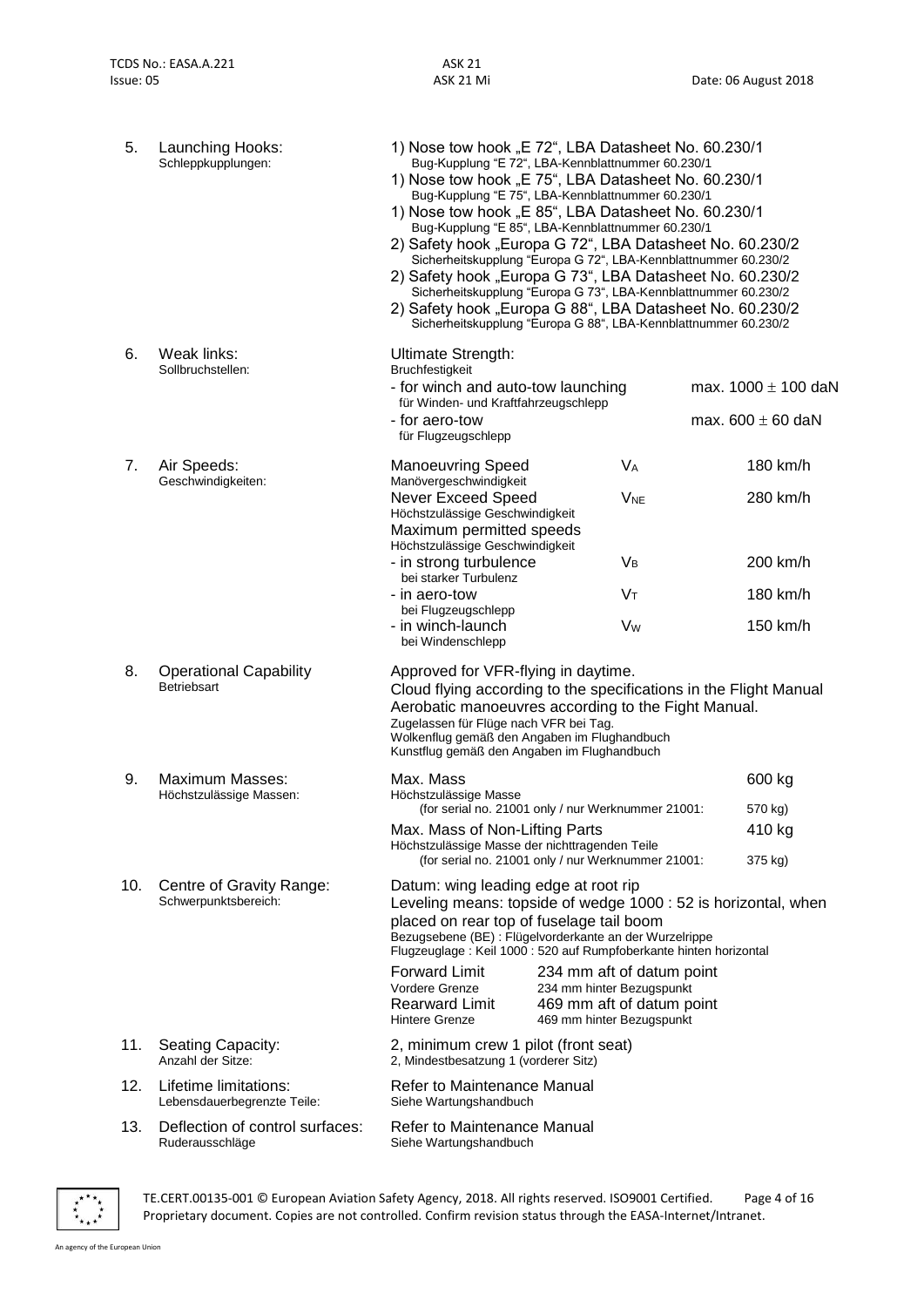5. **Launching Hooks:**
Schleppkupplungen:

1) Nose tow hook „E 72", LBA Datasheet No. 60.230/1
Bug-Kupplung "E 72", LBA-Kennblattnummer 60.230/1
1) Nose tow hook „E 75", LBA Datasheet No. 60.230/1
Bug-Kupplung "E 75", LBA-Kennblattnummer 60.230/1
1) Nose tow hook „E 85", LBA Datasheet No. 60.230/1
Bug-Kupplung "E 85", LBA-Kennblattnummer 60.230/1
2) Safety hook „Europa G 72", LBA Datasheet No. 60.230/2
Sicherheitskupplung "Europa G 72", LBA-Kennblattnummer 60.230/2
2) Safety hook „Europa G 73", LBA Datasheet No. 60.230/2
Sicherheitskupplung "Europa G 73", LBA-Kennblattnummer 60.230/2
2) Safety hook „Europa G 88", LBA Datasheet No. 60.230/2
Sicherheitskupplung "Europa G 88", LBA-Kennblattnummer 60.230/2

6. **Weak links:**
Sollbruchstellen:

Ultimate Strength:
Bruchfestigkeit

| | |
|---|---|
| - for winch and auto-tow launching<br>für Winden- und Kraftfahrzeugschlepp | max. 1000 ± 100 daN |
| - for aero-tow<br>für Flugzeugschlepp | max. 600 ± 60 daN |

7. **Air Speeds:**
Geschwindigkeiten:

| | | |
|---|---|---|
| Manoeuvring Speed<br>Manövergeschwindigkeit | $V_A$ | 180 km/h |
| Never Exceed Speed<br>Höchstzulässige Geschwindigkeit | $V_{NE}$ | 280 km/h |
| Maximum permitted speeds<br>Höchstzulässige Geschwindigkeit | | |
| - in strong turbulence<br>bei starker Turbulenz | $V_B$ | 200 km/h |
| - in aero-tow<br>bei Flugzeugschlepp | $V_T$ | 180 km/h |
| - in winch-launch<br>bei Windenschlepp | $V_W$ | 150 km/h |

8. **Operational Capability**
Betriebsart

Approved for VFR-flying in daytime.
Cloud flying according to the specifications in the Flight Manual
Aerobatic manoeuvres according to the Fight Manual.
Zugelassen für Flüge nach VFR bei Tag.
Wolkenflug gemäß den Angaben im Flughandbuch
Kunstflug gemäß den Angaben im Flughandbuch

9. **Maximum Masses:**
Höchstzulässige Massen:

| | |
|---|---|
| Max. Mass<br>Höchstzulässige Masse | 600 kg |
| (for serial no. 21001 only / nur Werknummer 21001: | 570 kg) |
| Max. Mass of Non-Lifting Parts<br>Höchstzulässige Masse der nichttragenden Teile | 410 kg |
| (for serial no. 21001 only / nur Werknummer 21001: | 375 kg) |

10. **Centre of Gravity Range:**
Schwerpunktsbereich:

Datum: wing leading edge at root rip
Leveling means: topside of wedge 1000 : 52 is horizontal, when placed on rear top of fuselage tail boom
Bezugsebene (BE) : Flügelvorderkante an der Wurzelrippe
Flugzeuglage : Keil 1000 : 520 auf Rumpfoberkante hinten horizontal

| | |
|---|---|
| Forward Limit<br>Vordere Grenze | 234 mm aft of datum point<br>234 mm hinter Bezugspunkt |
| Rearward Limit<br>Hintere Grenze | 469 mm aft of datum point<br>469 mm hinter Bezugspunkt |

11. **Seating Capacity:**
Anzahl der Sitze:

2, minimum crew 1 pilot (front seat)
2, Mindestbesatzung 1 (vorderer Sitz)

12. **Lifetime limitations:**
Lebensdauerbegrenzte Teile:

Refer to Maintenance Manual
Siehe Wartungshandbuch

13. **Deflection of control surfaces:**
Ruderausschläge

Refer to Maintenance Manual
Siehe Wartungshandbuch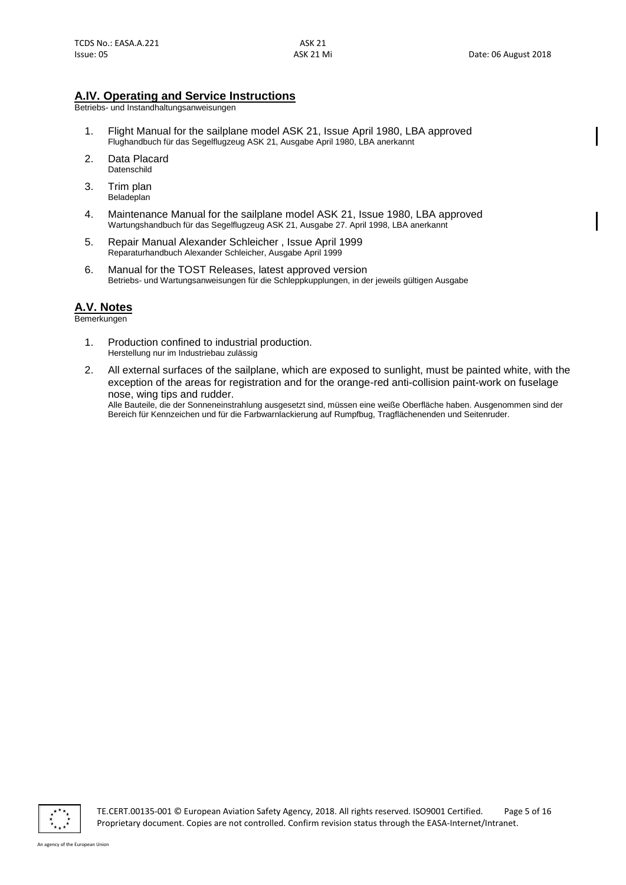## A.IV. Operating and Service Instructions

Betriebs- und Instandhaltungsanweisungen

1. Flight Manual for the sailplane model ASK 21, Issue April 1980, LBA approved
   Flughandbuch für das Segelflugzeug ASK 21, Ausgabe April 1980, LBA anerkannt
2. Data Placard
   Datenschild
3. Trim plan
   Beladeplan
4. Maintenance Manual for the sailplane model ASK 21, Issue 1980, LBA approved
   Wartungshandbuch für das Segelflugzeug ASK 21, Ausgabe 27. April 1998, LBA anerkannt
5. Repair Manual Alexander Schleicher , Issue April 1999
   Reparaturhandbuch Alexander Schleicher, Ausgabe April 1999
6. Manual for the TOST Releases, latest approved version
   Betriebs- und Wartungsanweisungen für die Schleppkupplungen, in der jeweils gültigen Ausgabe

## A.V. Notes

Bemerkungen

1. Production confined to industrial production.
   Herstellung nur im Industriebau zulässig
2. All external surfaces of the sailplane, which are exposed to sunlight, must be painted white, with the exception of the areas for registration and for the orange-red anti-collision paint-work on fuselage nose, wing tips and rudder.
   Alle Bauteile, die der Sonneneinstrahlung ausgesetzt sind, müssen eine weiße Oberfläche haben. Ausgenommen sind der Bereich für Kennzeichen und für die Farbwarnlackierung auf Rumpfbug, Tragflächenenden und Seitenruder.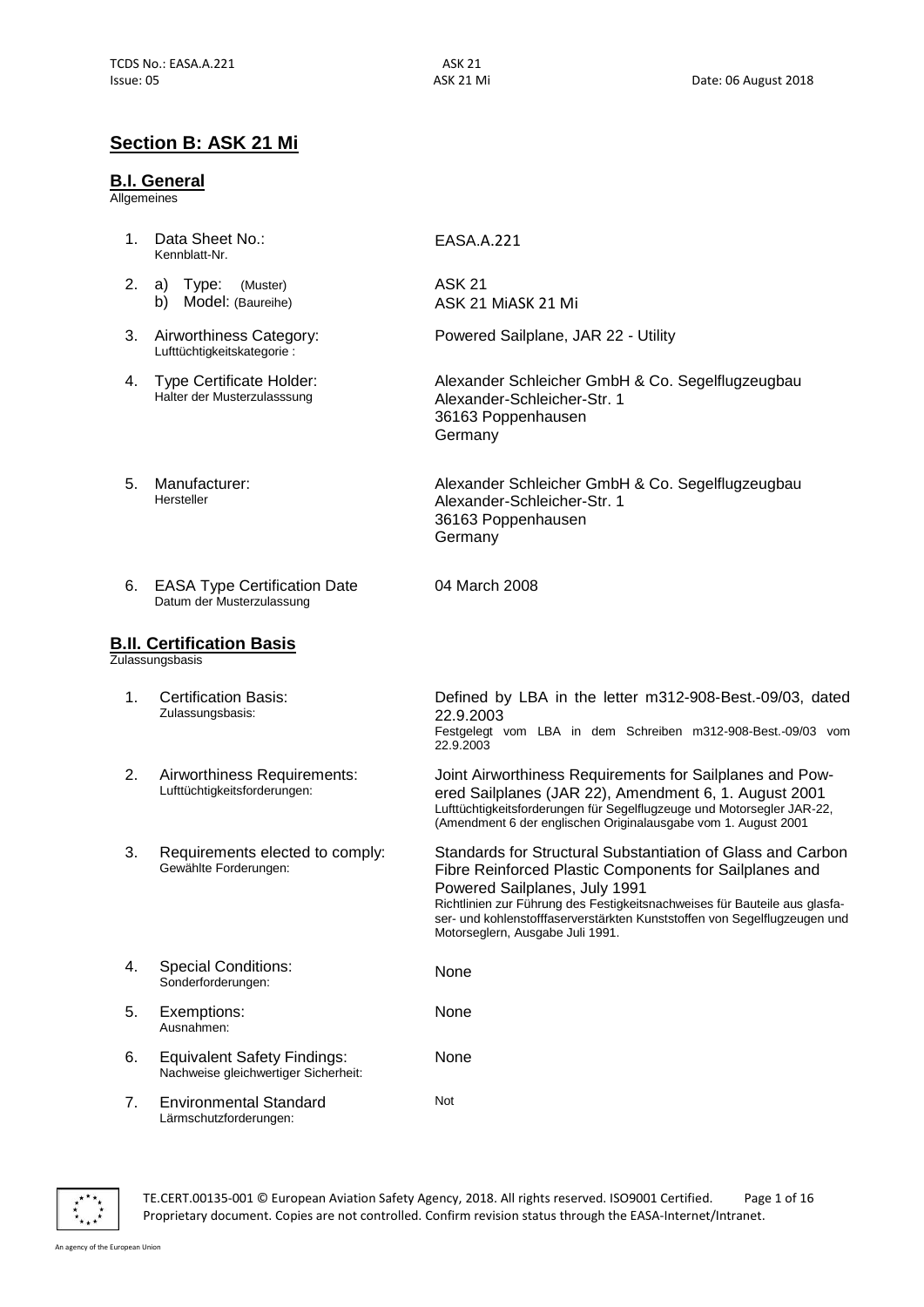## Section B: ASK 21 Mi

### B.I. General

Allgemeines

1. Data Sheet No.: EASA.A.221
   Kennblatt-Nr.
2. a) Type: (Muster) ASK 21
   b) Model: (Baureihe) ASK 21 MiASK 21 Mi
3. Airworthiness Category: Powered Sailplane, JAR 22 - Utility
   Lufttüchtigkeitskategorie :
4. Type Certificate Holder: Alexander Schleicher GmbH & Co. Segelflugzeugbau
   Halter der Musterzulasssung
   Alexander-Schleicher-Str. 1
   36163 Poppenhausen
   Germany
5. Manufacturer: Alexander Schleicher GmbH & Co. Segelflugzeugbau
   Hersteller
   Alexander-Schleicher-Str. 1
   36163 Poppenhausen
   Germany
6. EASA Type Certification Date 04 March 2008
   Datum der Musterzulassung

### B.II. Certification Basis

Zulassungsbasis

1. Certification Basis: Defined by LBA in the letter m312-908-Best.-09/03, dated 22.9.2003
   Zulassungsbasis: Festgelegt vom LBA in dem Schreiben m312-908-Best.-09/03 vom 22.9.2003
2. Airworthiness Requirements: Joint Airworthiness Requirements for Sailplanes and Powered Sailplanes (JAR 22), Amendment 6, 1. August 2001
   Lufttüchtigkeitsforderungen: Lufttüchtigkeitsforderungen für Segelflugzeuge und Motorsegler JAR-22, (Amendment 6 der englischen Originalausgabe vom 1. August 2001
3. Requirements elected to comply: Standards for Structural Substantiation of Glass and Carbon Fibre Reinforced Plastic Components for Sailplanes and Powered Sailplanes, July 1991
   Gewählte Forderungen: Richtlinien zur Führung des Festigkeitsnachweises für Bauteile aus glasfaser- und kohlenstofffaserverstärkten Kunststoffen von Segelflugzeugen und Motorseglern, Ausgabe Juli 1991.
4. Special Conditions: None
   Sonderforderungen:
5. Exemptions: None
   Ausnahmen:
6. Equivalent Safety Findings: None
   Nachweise gleichwertiger Sicherheit:
7. Environmental Standard Not
   Lärmschutzforderungen: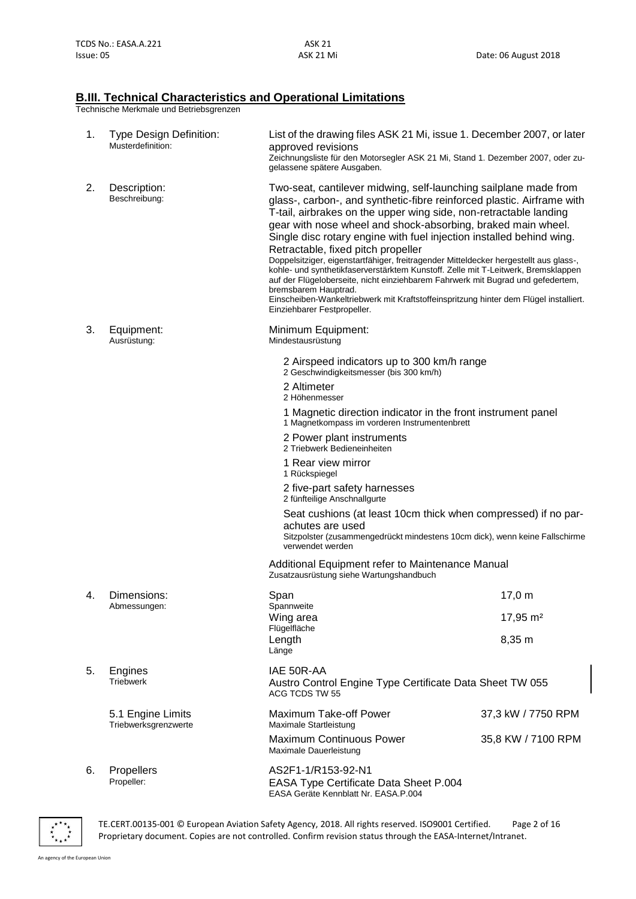## B.III. Technical Characteristics and Operational Limitations

Technische Merkmale und Betriebsgrenzen

1. **Type Design Definition:**
   Musterdefinition:

   List of the drawing files ASK 21 Mi, issue 1. December 2007, or later approved revisions
   Zeichnungsliste für den Motorsegler ASK 21 Mi, Stand 1. Dezember 2007, oder zugelassene spätere Ausgaben.

2. **Description:**
   Beschreibung:

   Two-seat, cantilever midwing, self-launching sailplane made from glass-, carbon-, and synthetic-fibre reinforced plastic. Airframe with T-tail, airbrakes on the upper wing side, non-retractable landing gear with nose wheel and shock-absorbing, braked main wheel. Single disc rotary engine with fuel injection installed behind wing. Retractable, fixed pitch propeller
   Doppelsitziger, eigenstartfähiger, freitragender Mitteldecker hergestellt aus glass-, kohle- und synthetikfaserverstärktem Kunstoff. Zelle mit T-Leitwerk, Bremsklappen auf der Flügeloberseite, nicht einziehbarem Fahrwerk mit Bugrad und gefedertem, bremsbarem Hauptrad.
   Einscheiben-Wankeltriebwerk mit Kraftstoffeinspritzung hinter dem Flügel installiert. Einziehbarer Festpropeller.

3. **Equipment:**
   Ausrüstung:

   Minimum Equipment:
   Mindestausrüstung

   - 2 Airspeed indicators up to 300 km/h range
     2 Geschwindigkeitsmesser (bis 300 km/h)
   - 2 Altimeter
     2 Höhenmesser
   - 1 Magnetic direction indicator in the front instrument panel
     1 Magnetkompass im vorderen Instrumentenbrett
   - 2 Power plant instruments
     2 Triebwerk Bedieneinheiten
   - 1 Rear view mirror
     1 Rückspiegel
   - 2 five-part safety harnesses
     2 fünfteilige Anschnallgurte
   - Seat cushions (at least 10cm thick when compressed) if no parachutes are used
     Sitzpolster (zusammengedrückt mindestens 10cm dick), wenn keine Fallschirme verwendet werden

   Additional Equipment refer to Maintenance Manual
   Zusatzausrüstung siehe Wartungshandbuch

4. **Dimensions:**
   Abmessungen:

| | |
|---|---|
| Span<br>Spannweite | 17,0 m |
| Wing area<br>Flügelfläche | 17,95 m² |
| Length<br>Länge | 8,35 m |

5. **Engines**
   Triebwerk

   IAE 50R-AA
   Austro Control Engine Type Certificate Data Sheet TW 055
   ACG TCDS TW 55

   **5.1 Engine Limits**
   Triebwerksgrenzwerte

| | |
|---|---|
| Maximum Take-off Power<br>Maximale Startleistung | 37,3 kW / 7750 RPM |
| Maximum Continuous Power<br>Maximale Dauerleistung | 35,8 KW / 7100 RPM |

6. **Propellers**
   Propeller:

   AS2F1-1/R153-92-N1
   EASA Type Certificate Data Sheet P.004
   EASA Geräte Kennblatt Nr. EASA.P.004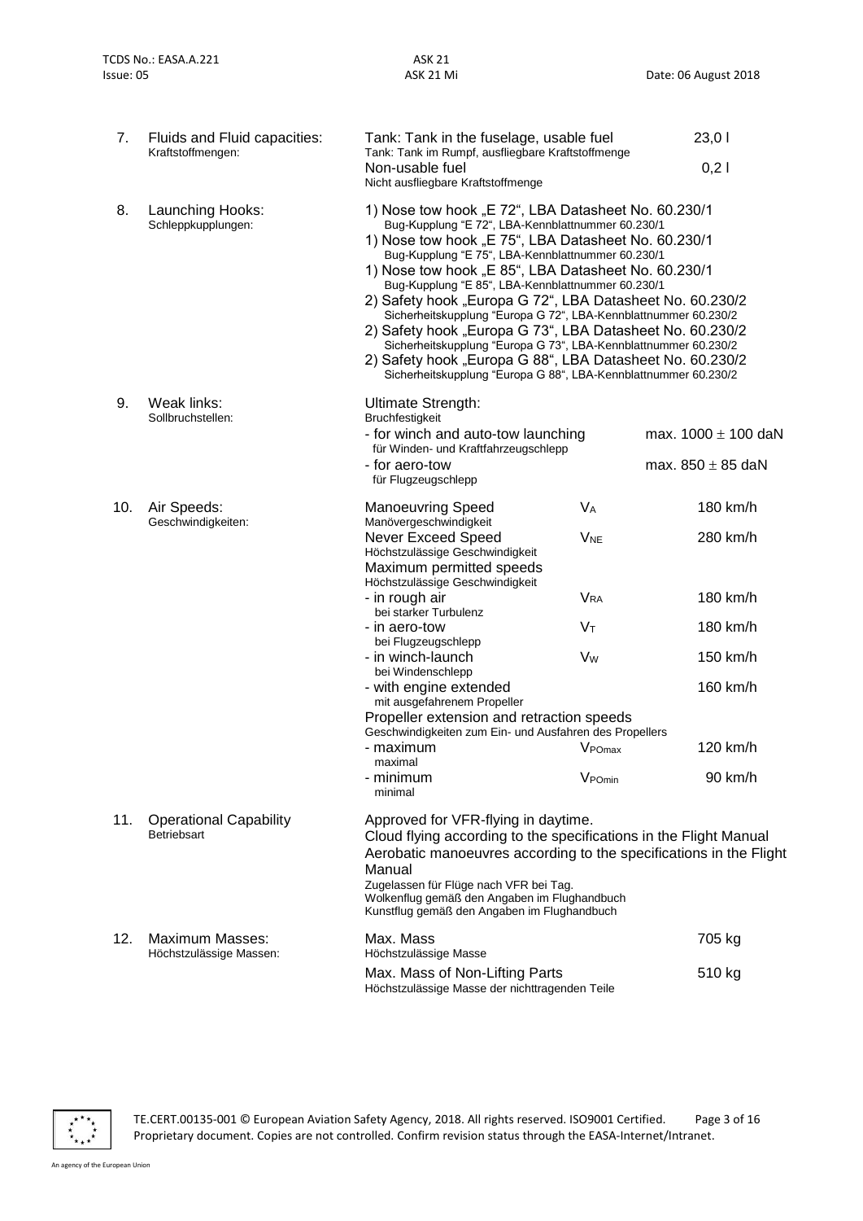7. **Fluids and Fluid capacities:**
Kraftstoffmengen:

| | |
|---|---|
| Tank: Tank in the fuselage, usable fuel<br>Tank: Tank im Rumpf, ausfliegbare Kraftstoffmenge | 23,0 l |
| Non-usable fuel<br>Nicht ausfliegbare Kraftstoffmenge | 0,2 l |

8. **Launching Hooks:**
Schleppkupplungen:

1) Nose tow hook „E 72", LBA Datasheet No. 60.230/1
Bug-Kupplung "E 72", LBA-Kennblattnummer 60.230/1
1) Nose tow hook „E 75", LBA Datasheet No. 60.230/1
Bug-Kupplung "E 75", LBA-Kennblattnummer 60.230/1
1) Nose tow hook „E 85", LBA Datasheet No. 60.230/1
Bug-Kupplung "E 85", LBA-Kennblattnummer 60.230/1
2) Safety hook „Europa G 72", LBA Datasheet No. 60.230/2
Sicherheitskupplung "Europa G 72", LBA-Kennblattnummer 60.230/2
2) Safety hook „Europa G 73", LBA Datasheet No. 60.230/2
Sicherheitskupplung "Europa G 73", LBA-Kennblattnummer 60.230/2
2) Safety hook „Europa G 88", LBA Datasheet No. 60.230/2
Sicherheitskupplung "Europa G 88", LBA-Kennblattnummer 60.230/2

9. **Weak links:**
Sollbruchstellen:

Ultimate Strength:
Bruchfestigkeit

| | |
|---|---|
| - for winch and auto-tow launching<br>für Winden- und Kraftfahrzeugschlepp | max. 1000 ± 100 daN |
| - for aero-tow<br>für Flugzeugschlepp | max. 850 ± 85 daN |

10. **Air Speeds:**
Geschwindigkeiten:

| | | |
|---|---|---|
| Manoeuvring Speed<br>Manövergeschwindigkeit | $V_A$ | 180 km/h |
| Never Exceed Speed<br>Höchstzulässige Geschwindigkeit | $V_{NE}$ | 280 km/h |
| Maximum permitted speeds<br>Höchstzulässige Geschwindigkeit | | |
| - in rough air<br>bei starker Turbulenz | $V_{RA}$ | 180 km/h |
| - in aero-tow<br>bei Flugzeugschlepp | $V_T$ | 180 km/h |
| - in winch-launch<br>bei Windenschlepp | $V_W$ | 150 km/h |
| - with engine extended<br>mit ausgefahrenem Propeller | | 160 km/h |
| Propeller extension and retraction speeds<br>Geschwindigkeiten zum Ein- und Ausfahren des Propellers | | |
| - maximum<br>maximal | $V_{POmax}$ | 120 km/h |
| - minimum<br>minimal | $V_{POmin}$ | 90 km/h |

11. **Operational Capability**
Betriebsart

Approved for VFR-flying in daytime.
Cloud flying according to the specifications in the Flight Manual
Aerobatic manoeuvres according to the specifications in the Flight Manual
Zugelassen für Flüge nach VFR bei Tag.
Wolkenflug gemäß den Angaben im Flughandbuch
Kunstflug gemäß den Angaben im Flughandbuch

12. **Maximum Masses:**
Höchstzulässige Massen:

| | |
|---|---|
| Max. Mass<br>Höchstzulässige Masse | 705 kg |
| Max. Mass of Non-Lifting Parts<br>Höchstzulässige Masse der nichttragenden Teile | 510 kg |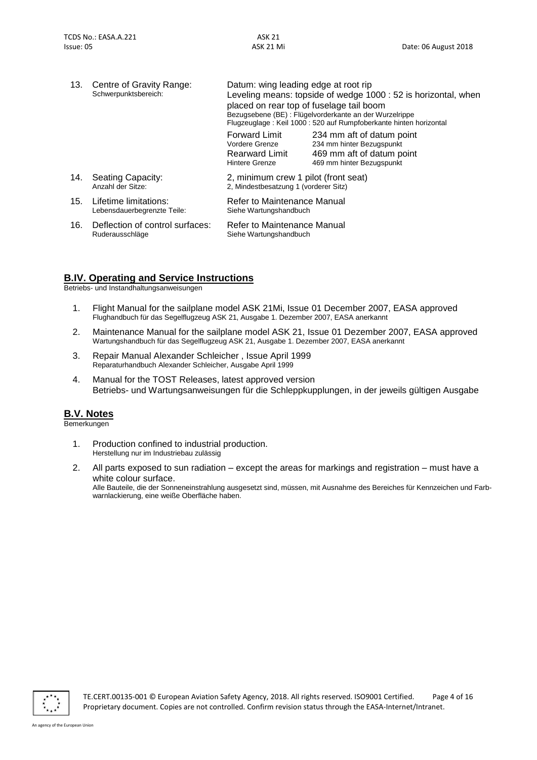13. Centre of Gravity Range:
    Schwerpunktsbereich:

    Datum: wing leading edge at root rip
    Leveling means: topside of wedge 1000 : 52 is horizontal, when placed on rear top of fuselage tail boom
    Bezugsebene (BE) : Flügelvorderkante an der Wurzelrippe
    Flugzeuglage : Keil 1000 : 520 auf Rumpfoberkante hinten horizontal

    | | |
    |---|---|
    | Forward Limit<br>Vordere Grenze | 234 mm aft of datum point<br>234 mm hinter Bezugspunkt |
    | Rearward Limit<br>Hintere Grenze | 469 mm aft of datum point<br>469 mm hinter Bezugspunkt |

14. Seating Capacity:
    Anzahl der Sitze:

    2, minimum crew 1 pilot (front seat)
    2, Mindestbesatzung 1 (vorderer Sitz)

15. Lifetime limitations:
    Lebensdauerbegrenzte Teile:

    Refer to Maintenance Manual
    Siehe Wartungshandbuch

16. Deflection of control surfaces:
    Ruderausschläge

    Refer to Maintenance Manual
    Siehe Wartungshandbuch

## B.IV. Operating and Service Instructions

Betriebs- und Instandhaltungsanweisungen

1. Flight Manual for the sailplane model ASK 21Mi, Issue 01 December 2007, EASA approved
   Flughandbuch für das Segelflugzeug ASK 21, Ausgabe 1. Dezember 2007, EASA anerkannt
2. Maintenance Manual for the sailplane model ASK 21, Issue 01 Dezember 2007, EASA approved
   Wartungshandbuch für das Segelflugzeug ASK 21, Ausgabe 1. Dezember 2007, EASA anerkannt
3. Repair Manual Alexander Schleicher , Issue April 1999
   Reparaturhandbuch Alexander Schleicher, Ausgabe April 1999
4. Manual for the TOST Releases, latest approved version
   Betriebs- und Wartungsanweisungen für die Schleppkupplungen, in der jeweils gültigen Ausgabe

## B.V. Notes

Bemerkungen

1. Production confined to industrial production.
   Herstellung nur im Industriebau zulässig
2. All parts exposed to sun radiation – except the areas for markings and registration – must have a white colour surface.
   Alle Bauteile, die der Sonneneinstrahlung ausgesetzt sind, müssen, mit Ausnahme des Bereiches für Kennzeichen und Farbwarnlackierung, eine weiße Oberfläche haben.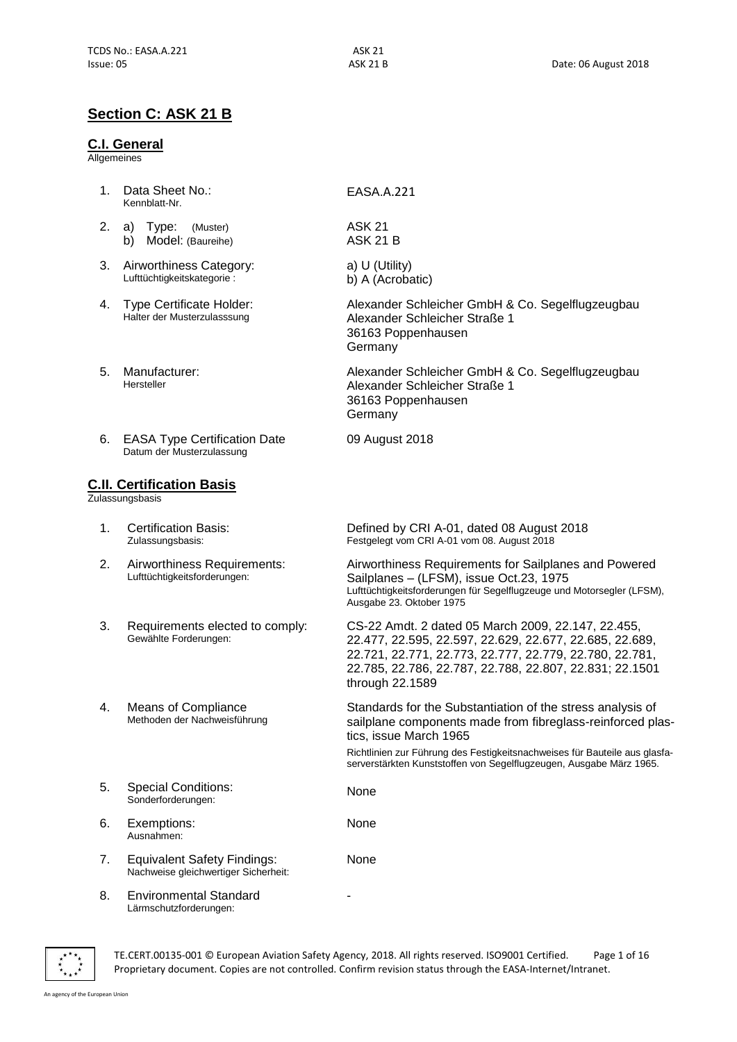## Section C: ASK 21 B

### C.I. General

Allgemeines

| | | |
|---|---|---|
| 1. | Data Sheet No.:<br>Kennblatt-Nr. | EASA.A.221 |
| 2. | a) Type: (Muster)<br>b) Model: (Baureihe) | ASK 21<br>ASK 21 B |
| 3. | Airworthiness Category:<br>Lufttüchtigkeitskategorie : | a) U (Utility)<br>b) A (Acrobatic) |
| 4. | Type Certificate Holder:<br>Halter der Musterzulasssung | Alexander Schleicher GmbH & Co. Segelflugzeugbau<br>Alexander Schleicher Straße 1<br>36163 Poppenhausen<br>Germany |
| 5. | Manufacturer:<br>Hersteller | Alexander Schleicher GmbH & Co. Segelflugzeugbau<br>Alexander Schleicher Straße 1<br>36163 Poppenhausen<br>Germany |
| 6. | EASA Type Certification Date<br>Datum der Musterzulassung | 09 August 2018 |

### C.II. Certification Basis

Zulassungsbasis

| | | |
|---|---|---|
| 1. | Certification Basis:<br>Zulassungsbasis: | Defined by CRI A-01, dated 08 August 2018<br>Festgelegt vom CRI A-01 vom 08. August 2018 |
| 2. | Airworthiness Requirements:<br>Lufttüchtigkeitsforderungen: | Airworthiness Requirements for Sailplanes and Powered Sailplanes – (LFSM), issue Oct.23, 1975<br>Lufttüchtigkeitsforderungen für Segelflugzeuge und Motorsegler (LFSM), Ausgabe 23. Oktober 1975 |
| 3. | Requirements elected to comply:<br>Gewählte Forderungen: | CS-22 Amdt. 2 dated 05 March 2009, 22.147, 22.455, 22.477, 22.595, 22.597, 22.629, 22.677, 22.685, 22.689, 22.721, 22.771, 22.773, 22.777, 22.779, 22.780, 22.781, 22.785, 22.786, 22.787, 22.788, 22.807, 22.831; 22.1501 through 22.1589 |
| 4. | Means of Compliance<br>Methoden der Nachweisführung | Standards for the Substantiation of the stress analysis of sailplane components made from fibreglass-reinforced plastics, issue March 1965<br>Richtlinien zur Führung des Festigkeitsnachweises für Bauteile aus glasfaserverstärkten Kunststoffen von Segelflugzeugen, Ausgabe März 1965. |
| 5. | Special Conditions:<br>Sonderforderungen: | None |
| 6. | Exemptions:<br>Ausnahmen: | None |
| 7. | Equivalent Safety Findings:<br>Nachweise gleichwertiger Sicherheit: | None |
| 8. | Environmental Standard<br>Lärmschutzforderungen: | - |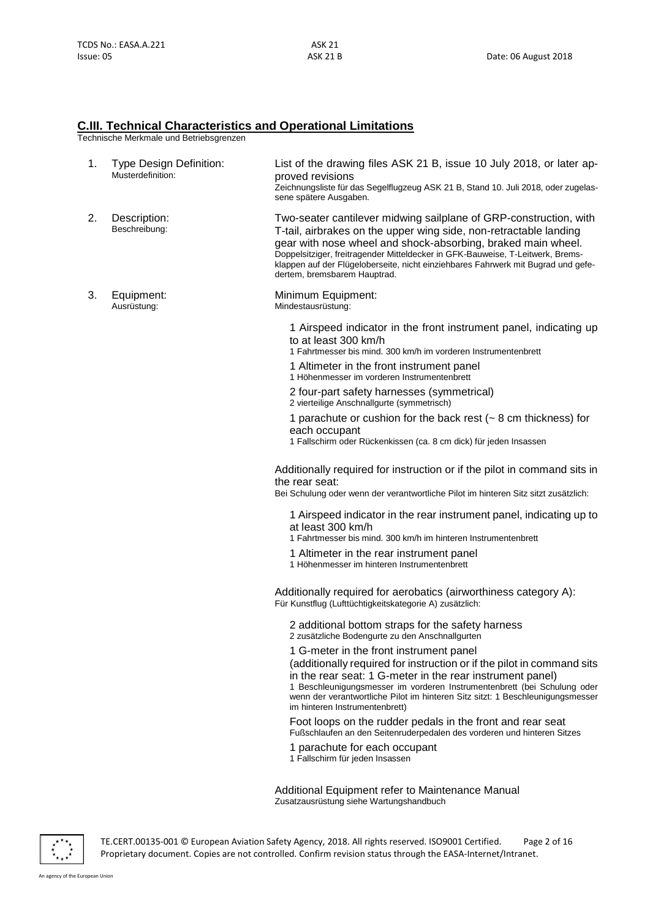## C.III. Technical Characteristics and Operational Limitations

Technische Merkmale und Betriebsgrenzen

1. **Type Design Definition:**
   Musterdefinition:

   List of the drawing files ASK 21 B, issue 10 July 2018, or later approved revisions
   Zeichnungsliste für das Segelflugzeug ASK 21 B, Stand 10. Juli 2018, oder zugelassene spätere Ausgaben.

2. **Description:**
   Beschreibung:

   Two-seater cantilever midwing sailplane of GRP-construction, with T-tail, airbrakes on the upper wing side, non-retractable landing gear with nose wheel and shock-absorbing, braked main wheel.
   Doppelsitziger, freitragender Mitteldecker in GFK-Bauweise, T-Leitwerk, Bremsklappen auf der Flügeloberseite, nicht einziehbares Fahrwerk mit Bugrad und gefedertem, bremsbarem Hauptrad.

3. **Equipment:**
   Ausrüstung:

   Minimum Equipment:
   Mindestausrüstung:

   - 1 Airspeed indicator in the front instrument panel, indicating up to at least 300 km/h
     1 Fahrtmesser bis mind. 300 km/h im vorderen Instrumentenbrett
   - 1 Altimeter in the front instrument panel
     1 Höhenmesser im vorderen Instrumentenbrett
   - 2 four-part safety harnesses (symmetrical)
     2 vierteilige Anschnallgurte (symmetrisch)
   - 1 parachute or cushion for the back rest (~ 8 cm thickness) for each occupant
     1 Fallschirm oder Rückenkissen (ca. 8 cm dick) für jeden Insassen

   Additionally required for instruction or if the pilot in command sits in the rear seat:
   Bei Schulung oder wenn der verantwortliche Pilot im hinteren Sitz sitzt zusätzlich:

   - 1 Airspeed indicator in the rear instrument panel, indicating up to at least 300 km/h
     1 Fahrtmesser bis mind. 300 km/h im hinteren Instrumentenbrett
   - 1 Altimeter in the rear instrument panel
     1 Höhenmesser im hinteren Instrumentenbrett

   Additionally required for aerobatics (airworthiness category A):
   Für Kunstflug (Lufttüchtigkeitskategorie A) zusätzlich:

   - 2 additional bottom straps for the safety harness
     2 zusätzliche Bodengurte zu den Anschnallgurten
   - 1 G-meter in the front instrument panel
     (additionally required for instruction or if the pilot in command sits in the rear seat: 1 G-meter in the rear instrument panel)
     1 Beschleunigungsmesser im vorderen Instrumentenbrett (bei Schulung oder wenn der verantwortliche Pilot im hinteren Sitz sitzt: 1 Beschleunigungsmesser im hinteren Instrumentenbrett)
   - Foot loops on the rudder pedals in the front and rear seat
     Fußschlaufen an den Seitenruderpedalen des vorderen und hinteren Sitzes
   - 1 parachute for each occupant
     1 Fallschirm für jeden Insassen

   Additional Equipment refer to Maintenance Manual
   Zusatzausrüstung siehe Wartungshandbuch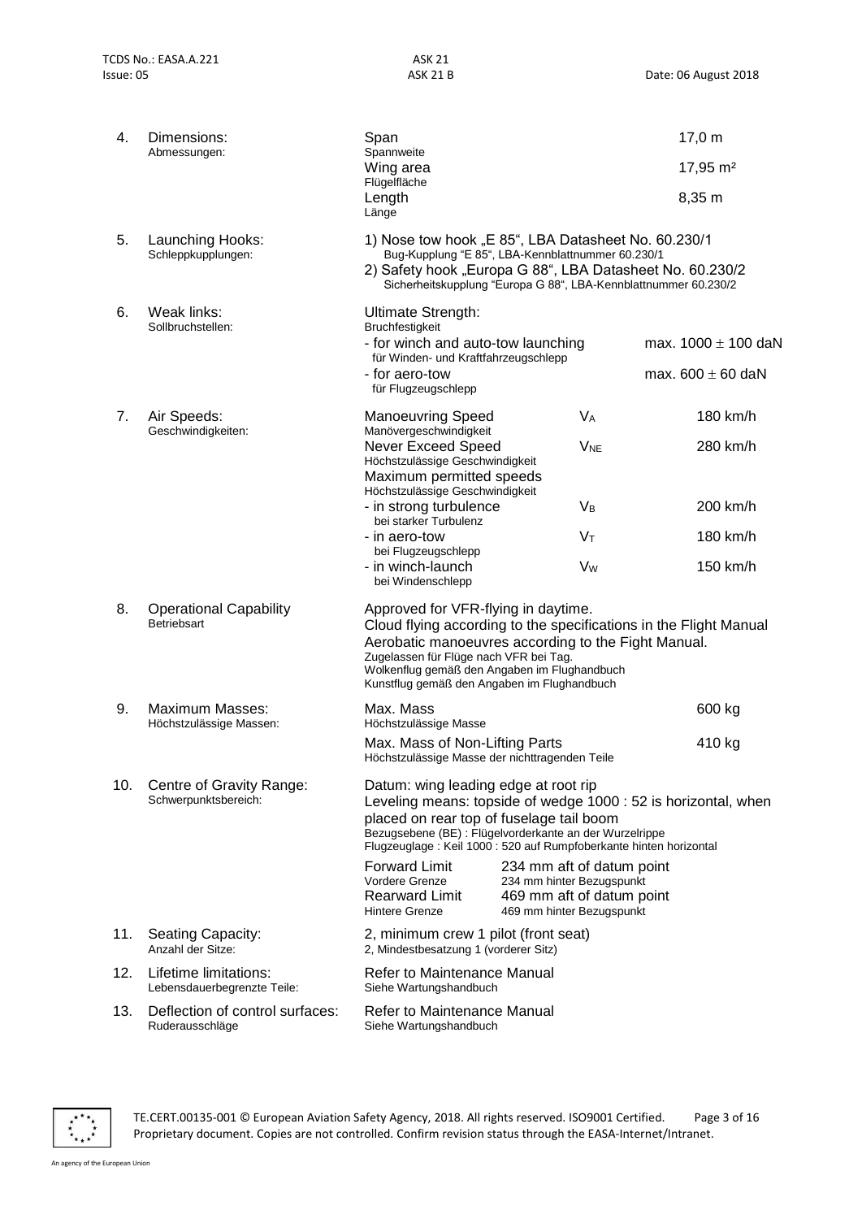| | | | | |
|---|---|---|---|---|
| 4. | Dimensions:<br>Abmessungen: | Span<br>Spannweite | | 17,0 m |
| | | Wing area<br>Flügelfläche | | 17,95 m² |
| | | Length<br>Länge | | 8,35 m |
| 5. | Launching Hooks:<br>Schleppkupplungen: | 1) Nose tow hook „E 85", LBA Datasheet No. 60.230/1<br>Bug-Kupplung "E 85", LBA-Kennblattnummer 60.230/1<br>2) Safety hook „Europa G 88", LBA Datasheet No. 60.230/2<br>Sicherheitskupplung "Europa G 88", LBA-Kennblattnummer 60.230/2 | | |
| 6. | Weak links:<br>Sollbruchstellen: | Ultimate Strength:<br>Bruchfestigkeit | | |
| | | - for winch and auto-tow launching<br>für Winden- und Kraftfahrzeugschlepp | | max. 1000 ± 100 daN |
| | | - for aero-tow<br>für Flugzeugschlepp | | max. 600 ± 60 daN |
| 7. | Air Speeds:<br>Geschwindigkeiten: | Manoeuvring Speed<br>Manövergeschwindigkeit | $V_A$ | 180 km/h |
| | | Never Exceed Speed<br>Höchstzulässige Geschwindigkeit | $V_{NE}$ | 280 km/h |
| | | Maximum permitted speeds<br>Höchstzulässige Geschwindigkeit | | |
| | | - in strong turbulence<br>bei starker Turbulenz | $V_B$ | 200 km/h |
| | | - in aero-tow<br>bei Flugzeugschlepp | $V_T$ | 180 km/h |
| | | - in winch-launch<br>bei Windenschlepp | $V_W$ | 150 km/h |
| 8. | Operational Capability<br>Betriebsart | Approved for VFR-flying in daytime.<br>Cloud flying according to the specifications in the Flight Manual<br>Aerobatic manoeuvres according to the Fight Manual.<br>Zugelassen für Flüge nach VFR bei Tag.<br>Wolkenflug gemäß den Angaben im Flughandbuch<br>Kunstflug gemäß den Angaben im Flughandbuch | | |
| 9. | Maximum Masses:<br>Höchstzulässige Massen: | Max. Mass<br>Höchstzulässige Masse | | 600 kg |
| | | Max. Mass of Non-Lifting Parts<br>Höchstzulässige Masse der nichttragenden Teile | | 410 kg |
| 10. | Centre of Gravity Range:<br>Schwerpunktsbereich: | Datum: wing leading edge at root rip<br>Leveling means: topside of wedge 1000 : 52 is horizontal, when placed on rear top of fuselage tail boom<br>Bezugsebene (BE) : Flügelvorderkante an der Wurzelrippe<br>Flugzeuglage : Keil 1000 : 520 auf Rumpfoberkante hinten horizontal | | |
| | | Forward Limit<br>Vordere Grenze | 234 mm aft of datum point<br>234 mm hinter Bezugspunkt | |
| | | Rearward Limit<br>Hintere Grenze | 469 mm aft of datum point<br>469 mm hinter Bezugspunkt | |
| 11. | Seating Capacity:<br>Anzahl der Sitze: | 2, minimum crew 1 pilot (front seat)<br>2, Mindestbesatzung 1 (vorderer Sitz) | | |
| 12. | Lifetime limitations:<br>Lebensdauerbegrenzte Teile: | Refer to Maintenance Manual<br>Siehe Wartungshandbuch | | |
| 13. | Deflection of control surfaces:<br>Ruderausschläge | Refer to Maintenance Manual<br>Siehe Wartungshandbuch | | |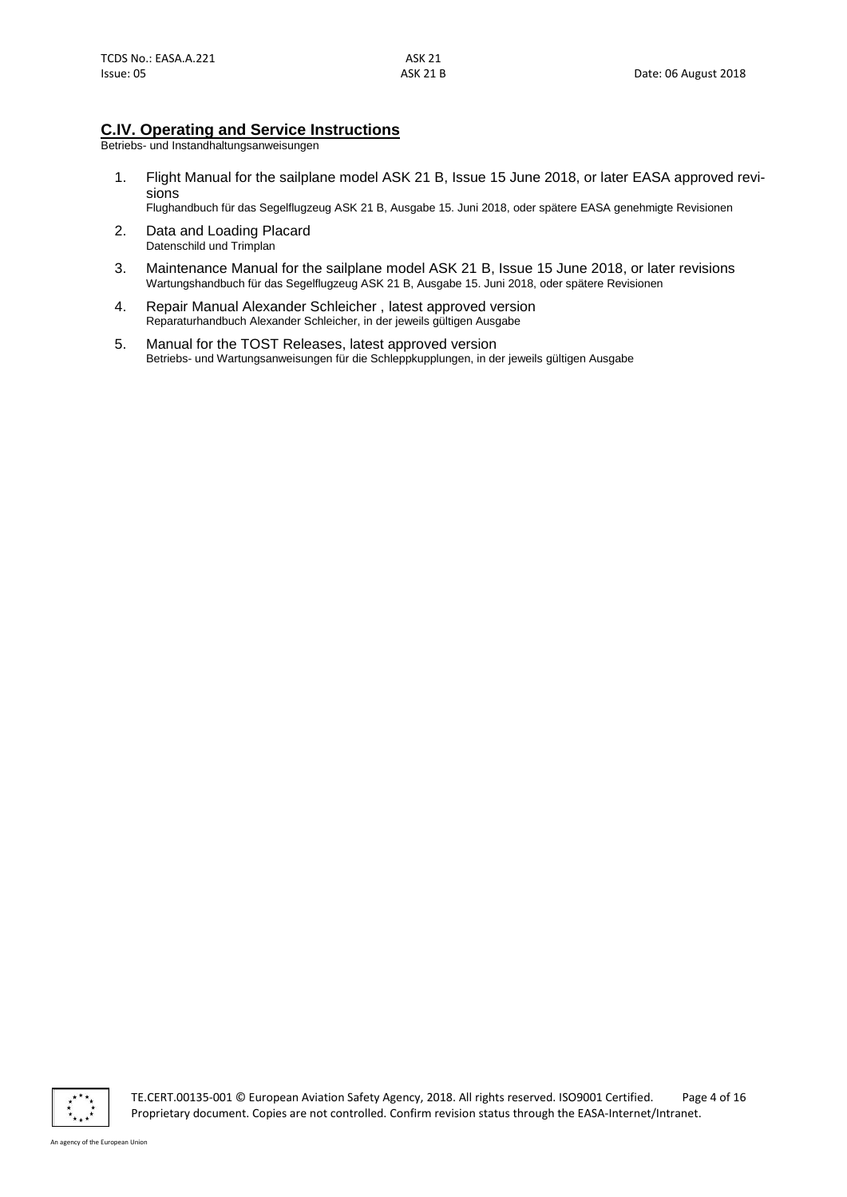## C.IV. Operating and Service Instructions

Betriebs- und Instandhaltungsanweisungen

1. Flight Manual for the sailplane model ASK 21 B, Issue 15 June 2018, or later EASA approved revisions
   Flughandbuch für das Segelflugzeug ASK 21 B, Ausgabe 15. Juni 2018, oder spätere EASA genehmigte Revisionen
2. Data and Loading Placard
   Datenschild und Trimplan
3. Maintenance Manual for the sailplane model ASK 21 B, Issue 15 June 2018, or later revisions
   Wartungshandbuch für das Segelflugzeug ASK 21 B, Ausgabe 15. Juni 2018, oder spätere Revisionen
4. Repair Manual Alexander Schleicher , latest approved version
   Reparaturhandbuch Alexander Schleicher, in der jeweils gültigen Ausgabe
5. Manual for the TOST Releases, latest approved version
   Betriebs- und Wartungsanweisungen für die Schleppkupplungen, in der jeweils gültigen Ausgabe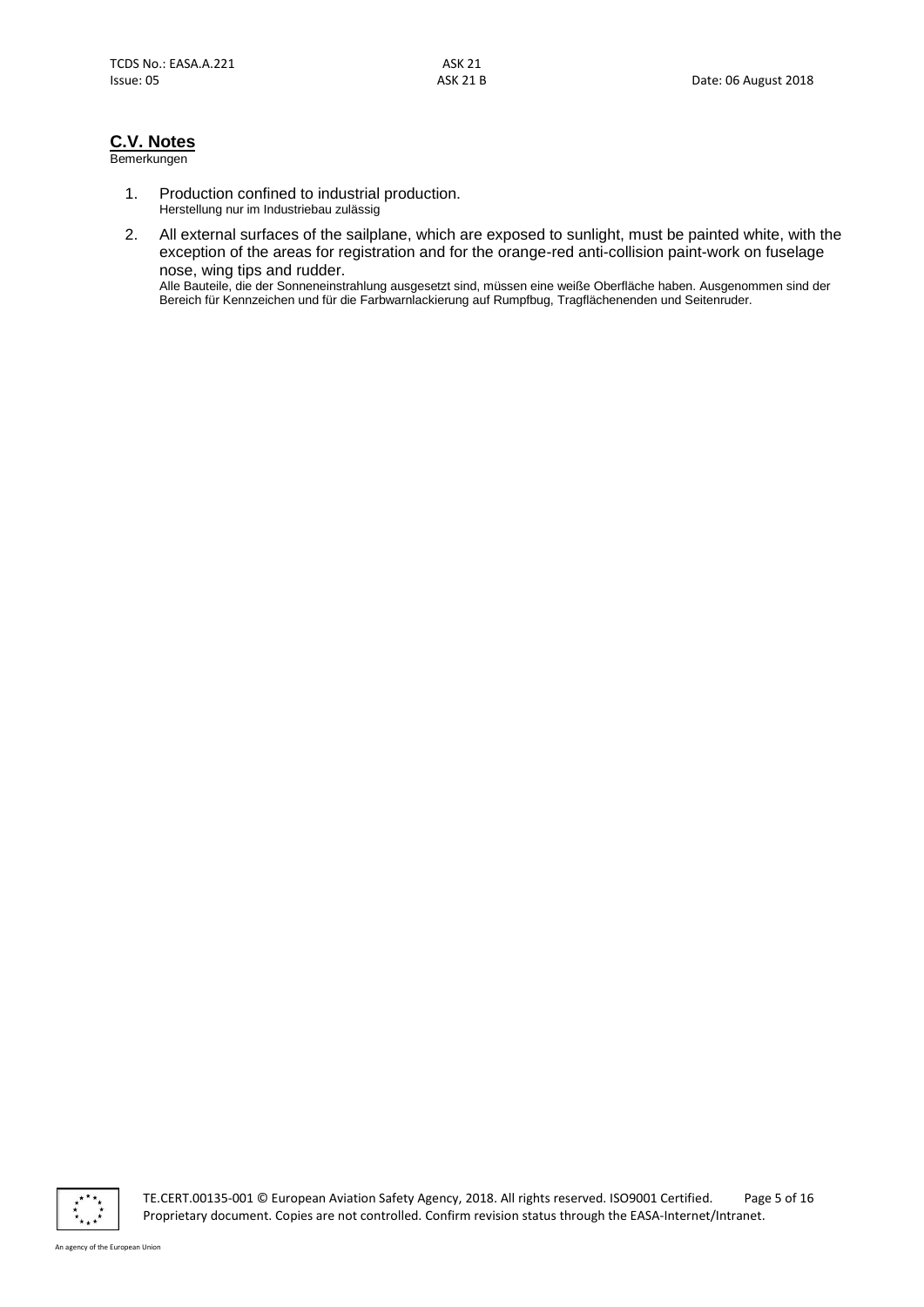## C.V. Notes

Bemerkungen

1. Production confined to industrial production.
   Herstellung nur im Industriebau zulässig
2. All external surfaces of the sailplane, which are exposed to sunlight, must be painted white, with the exception of the areas for registration and for the orange-red anti-collision paint-work on fuselage nose, wing tips and rudder.
   Alle Bauteile, die der Sonneneinstrahlung ausgesetzt sind, müssen eine weiße Oberfläche haben. Ausgenommen sind der Bereich für Kennzeichen und für die Farbwarnlackierung auf Rumpfbug, Tragflächenenden und Seitenruder.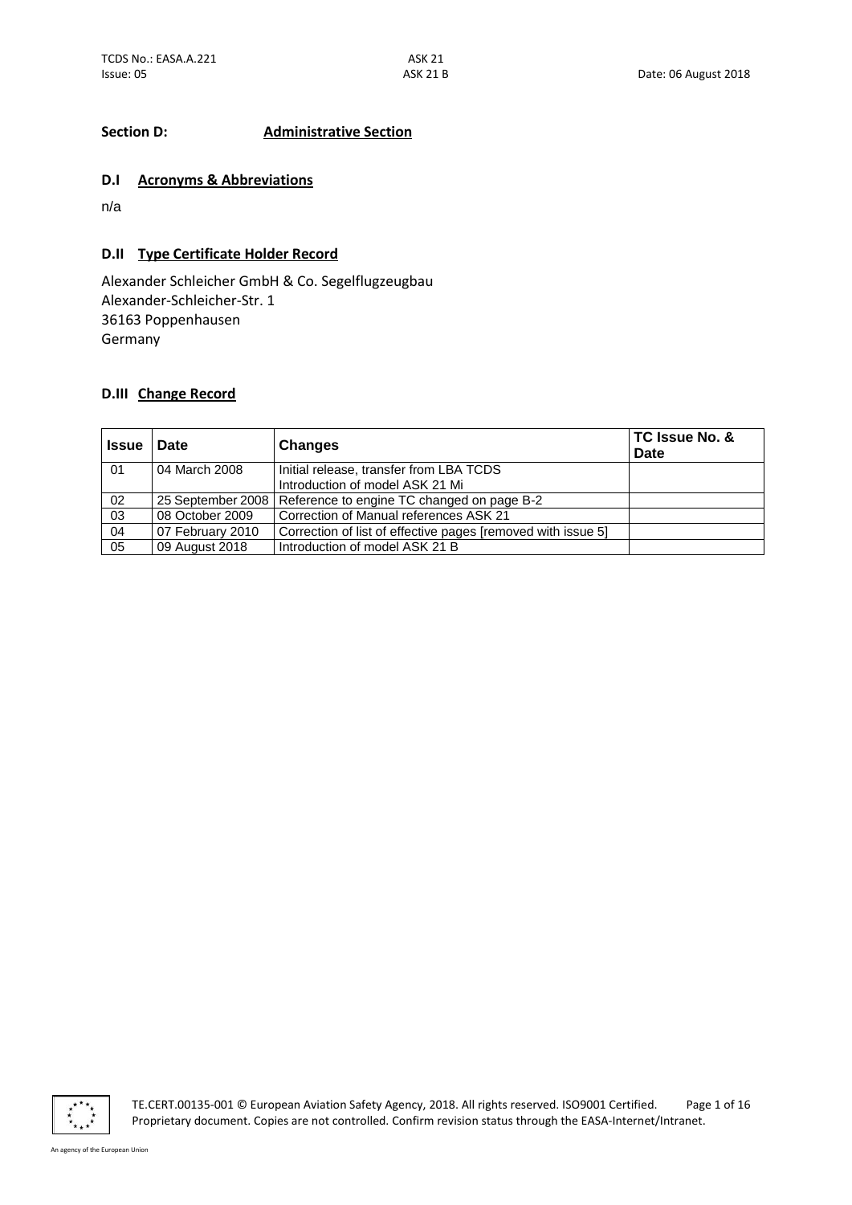## Section D: Administrative Section

### D.I Acronyms & Abbreviations

n/a

### D.II Type Certificate Holder Record

Alexander Schleicher GmbH & Co. Segelflugzeugbau
Alexander-Schleicher-Str. 1
36163 Poppenhausen
Germany

### D.III Change Record

| Issue | Date | Changes | TC Issue No. & Date |
|---|---|---|---|
| 01 | 04 March 2008 | Initial release, transfer from LBA TCDS<br>Introduction of model ASK 21 Mi | |
| 02 | 25 September 2008 | Reference to engine TC changed on page B-2 | |
| 03 | 08 October 2009 | Correction of Manual references ASK 21 | |
| 04 | 07 February 2010 | Correction of list of effective pages [removed with issue 5] | |
| 05 | 09 August 2018 | Introduction of model ASK 21 B | |